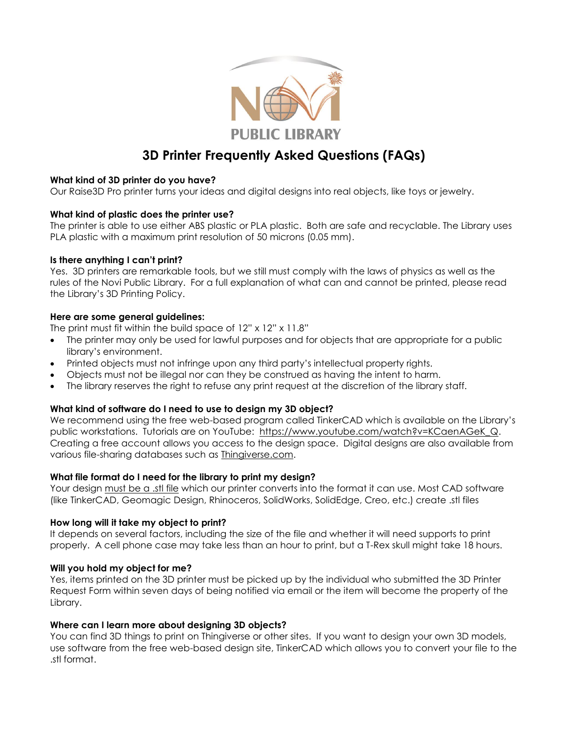NOVI PUBLIC LIBRARY

# 3D Printer Frequently Asked Questions (FAQs)

**What kind of 3D printer do you have?**
Our Raise3D Pro printer turns your ideas and digital designs into real objects, like toys or jewelry.

**What kind of plastic does the printer use?**
The printer is able to use either ABS plastic or PLA plastic. Both are safe and recyclable. The Library uses PLA plastic with a maximum print resolution of 50 microns (0.05 mm).

**Is there anything I can't print?**
Yes. 3D printers are remarkable tools, but we still must comply with the laws of physics as well as the rules of the Novi Public Library. For a full explanation of what can and cannot be printed, please read the Library's 3D Printing Policy.

**Here are some general guidelines:**
The print must fit within the build space of 12" x 12" x 11.8"

- The printer may only be used for lawful purposes and for objects that are appropriate for a public library's environment.
- Printed objects must not infringe upon any third party's intellectual property rights.
- Objects must not be illegal nor can they be construed as having the intent to harm.
- The library reserves the right to refuse any print request at the discretion of the library staff.

**What kind of software do I need to use to design my 3D object?**
We recommend using the free web-based program called TinkerCAD which is available on the Library's public workstations. Tutorials are on YouTube: https://www.youtube.com/watch?v=KCaenAGeK_Q. Creating a free account allows you access to the design space. Digital designs are also available from various file-sharing databases such as Thingiverse.com.

**What file format do I need for the library to print my design?**
Your design must be a .stl file which our printer converts into the format it can use. Most CAD software (like TinkerCAD, Geomagic Design, Rhinoceros, SolidWorks, SolidEdge, Creo, etc.) create .stl files

**How long will it take my object to print?**
It depends on several factors, including the size of the file and whether it will need supports to print properly. A cell phone case may take less than an hour to print, but a T-Rex skull might take 18 hours.

**Will you hold my object for me?**
Yes, items printed on the 3D printer must be picked up by the individual who submitted the 3D Printer Request Form within seven days of being notified via email or the item will become the property of the Library.

**Where can I learn more about designing 3D objects?**
You can find 3D things to print on Thingiverse or other sites. If you want to design your own 3D models, use software from the free web-based design site, TinkerCAD which allows you to convert your file to the .stl format.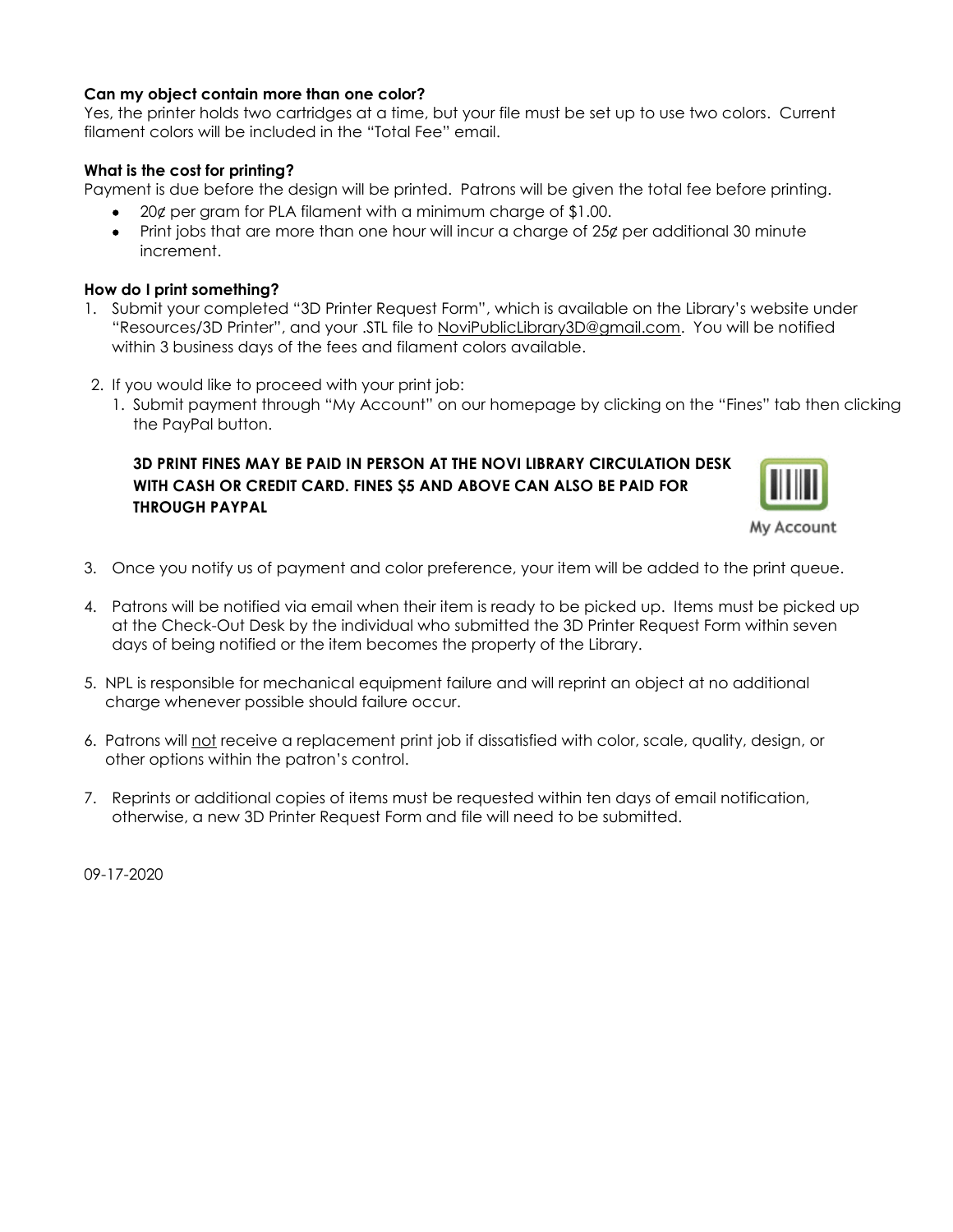**Can my object contain more than one color?**
Yes, the printer holds two cartridges at a time, but your file must be set up to use two colors. Current filament colors will be included in the "Total Fee" email.

**What is the cost for printing?**
Payment is due before the design will be printed. Patrons will be given the total fee before printing.

- 20¢ per gram for PLA filament with a minimum charge of $1.00.
- Print jobs that are more than one hour will incur a charge of 25¢ per additional 30 minute increment.

**How do I print something?**

1. Submit your completed "3D Printer Request Form", which is available on the Library's website under "Resources/3D Printer", and your .STL file to NoviPublicLibrary3D@gmail.com. You will be notified within 3 business days of the fees and filament colors available.

2. If you would like to proceed with your print job:
   1. Submit payment through "My Account" on our homepage by clicking on the "Fines" tab then clicking the PayPal button.

   **3D PRINT FINES MAY BE PAID IN PERSON AT THE NOVI LIBRARY CIRCULATION DESK WITH CASH OR CREDIT CARD. FINES $5 AND ABOVE CAN ALSO BE PAID FOR THROUGH PAYPAL**

   My Account

3. Once you notify us of payment and color preference, your item will be added to the print queue.

4. Patrons will be notified via email when their item is ready to be picked up. Items must be picked up at the Check-Out Desk by the individual who submitted the 3D Printer Request Form within seven days of being notified or the item becomes the property of the Library.

5. NPL is responsible for mechanical equipment failure and will reprint an object at no additional charge whenever possible should failure occur.

6. Patrons will not receive a replacement print job if dissatisfied with color, scale, quality, design, or other options within the patron's control.

7. Reprints or additional copies of items must be requested within ten days of email notification, otherwise, a new 3D Printer Request Form and file will need to be submitted.

09-17-2020